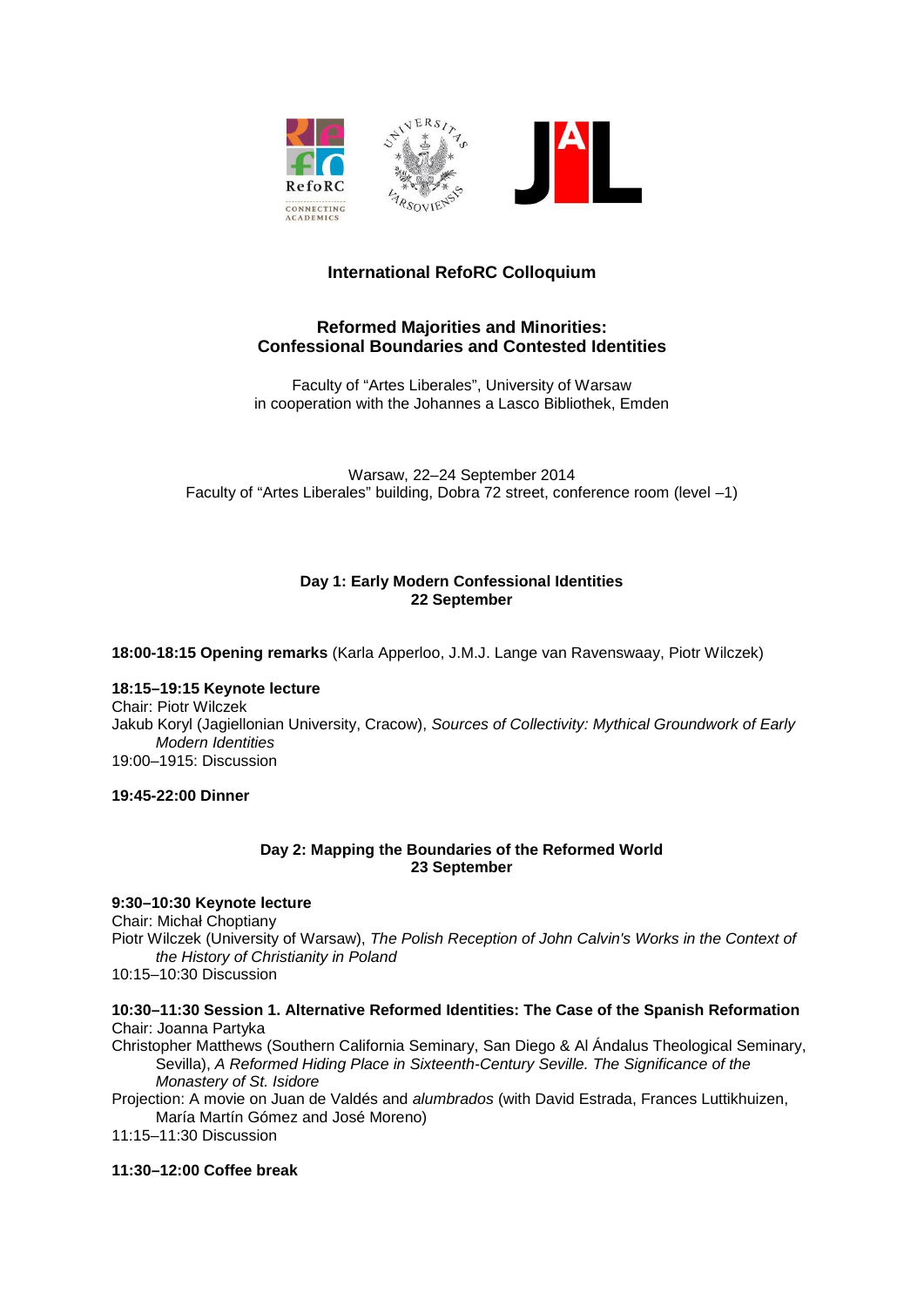# International RefoRC Colloquium

## Reformed Majorities and Minorities: Confessional Boundaries and Contested Identities

Faculty of "Artes Liberales", University of Warsaw
in cooperation with the Johannes a Lasco Bibliothek, Emden

Warsaw, 22–24 September 2014
Faculty of "Artes Liberales" building, Dobra 72 street, conference room (level –1)

### Day 1: Early Modern Confessional Identities
**22 September**

**18:00-18:15 Opening remarks** (Karla Apperloo, J.M.J. Lange van Ravenswaay, Piotr Wilczek)

**18:15–19:15 Keynote lecture**
Chair: Piotr Wilczek
Jakub Koryl (Jagiellonian University, Cracow), *Sources of Collectivity: Mythical Groundwork of Early Modern Identities*
19:00–1915: Discussion

**19:45-22:00 Dinner**

### Day 2: Mapping the Boundaries of the Reformed World
**23 September**

**9:30–10:30 Keynote lecture**
Chair: Michał Choptiany
Piotr Wilczek (University of Warsaw), *The Polish Reception of John Calvin's Works in the Context of the History of Christianity in Poland*
10:15–10:30 Discussion

**10:30–11:30 Session 1. Alternative Reformed Identities: The Case of the Spanish Reformation**
Chair: Joanna Partyka
Christopher Matthews (Southern California Seminary, San Diego & Al Ándalus Theological Seminary, Sevilla), *A Reformed Hiding Place in Sixteenth-Century Seville. The Significance of the Monastery of St. Isidore*
Projection: A movie on Juan de Valdés and *alumbrados* (with David Estrada, Frances Luttikhuizen, María Martín Gómez and José Moreno)
11:15–11:30 Discussion

**11:30–12:00 Coffee break**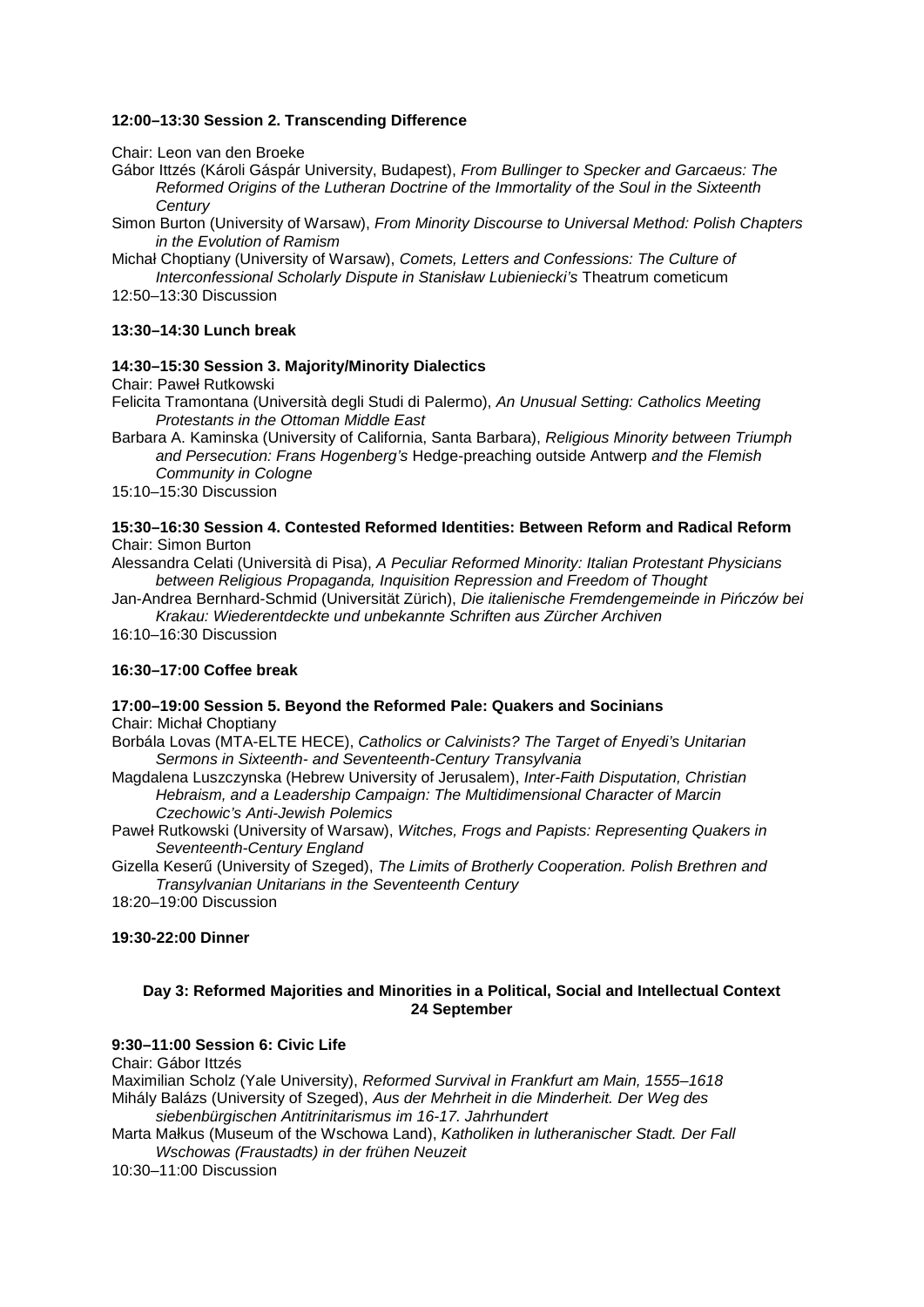**12:00–13:30 Session 2. Transcending Difference**

Chair: Leon van den Broeke

Gábor Ittzés (Károli Gáspár University, Budapest), *From Bullinger to Specker and Garcaeus: The Reformed Origins of the Lutheran Doctrine of the Immortality of the Soul in the Sixteenth Century*

Simon Burton (University of Warsaw), *From Minority Discourse to Universal Method: Polish Chapters in the Evolution of Ramism*

Michał Choptiany (University of Warsaw), *Comets, Letters and Confessions: The Culture of Interconfessional Scholarly Dispute in Stanisław Lubieniecki's* Theatrum cometicum

12:50–13:30 Discussion

**13:30–14:30 Lunch break**

**14:30–15:30 Session 3. Majority/Minority Dialectics**

Chair: Paweł Rutkowski

Felicita Tramontana (Università degli Studi di Palermo), *An Unusual Setting: Catholics Meeting Protestants in the Ottoman Middle East*

Barbara A. Kaminska (University of California, Santa Barbara), *Religious Minority between Triumph and Persecution: Frans Hogenberg's* Hedge-preaching outside Antwerp *and the Flemish Community in Cologne*

15:10–15:30 Discussion

**15:30–16:30 Session 4. Contested Reformed Identities: Between Reform and Radical Reform**

Chair: Simon Burton

Alessandra Celati (Università di Pisa), *A Peculiar Reformed Minority: Italian Protestant Physicians between Religious Propaganda, Inquisition Repression and Freedom of Thought*

Jan-Andrea Bernhard-Schmid (Universität Zürich), *Die italienische Fremdengemeinde in Pińczów bei Krakau: Wiederentdeckte und unbekannte Schriften aus Zürcher Archiven*

16:10–16:30 Discussion

**16:30–17:00 Coffee break**

**17:00–19:00 Session 5. Beyond the Reformed Pale: Quakers and Socinians**

Chair: Michał Choptiany

Borbála Lovas (MTA-ELTE HECE), *Catholics or Calvinists? The Target of Enyedi's Unitarian Sermons in Sixteenth- and Seventeenth-Century Transylvania*

Magdalena Luszczynska (Hebrew University of Jerusalem), *Inter-Faith Disputation, Christian Hebraism, and a Leadership Campaign: The Multidimensional Character of Marcin Czechowic's Anti-Jewish Polemics*

Paweł Rutkowski (University of Warsaw), *Witches, Frogs and Papists: Representing Quakers in Seventeenth-Century England*

Gizella Keserű (University of Szeged), *The Limits of Brotherly Cooperation. Polish Brethren and Transylvanian Unitarians in the Seventeenth Century*

18:20–19:00 Discussion

**19:30-22:00 Dinner**

## Day 3: Reformed Majorities and Minorities in a Political, Social and Intellectual Context
## 24 September

**9:30–11:00 Session 6: Civic Life**

Chair: Gábor Ittzés

Maximilian Scholz (Yale University), *Reformed Survival in Frankfurt am Main, 1555–1618*

Mihály Balázs (University of Szeged), *Aus der Mehrheit in die Minderheit. Der Weg des siebenbürgischen Antitrinitarismus im 16-17. Jahrhundert*

Marta Małkus (Museum of the Wschowa Land), *Katholiken in lutheranischer Stadt. Der Fall Wschowas (Fraustadts) in der frühen Neuzeit*

10:30–11:00 Discussion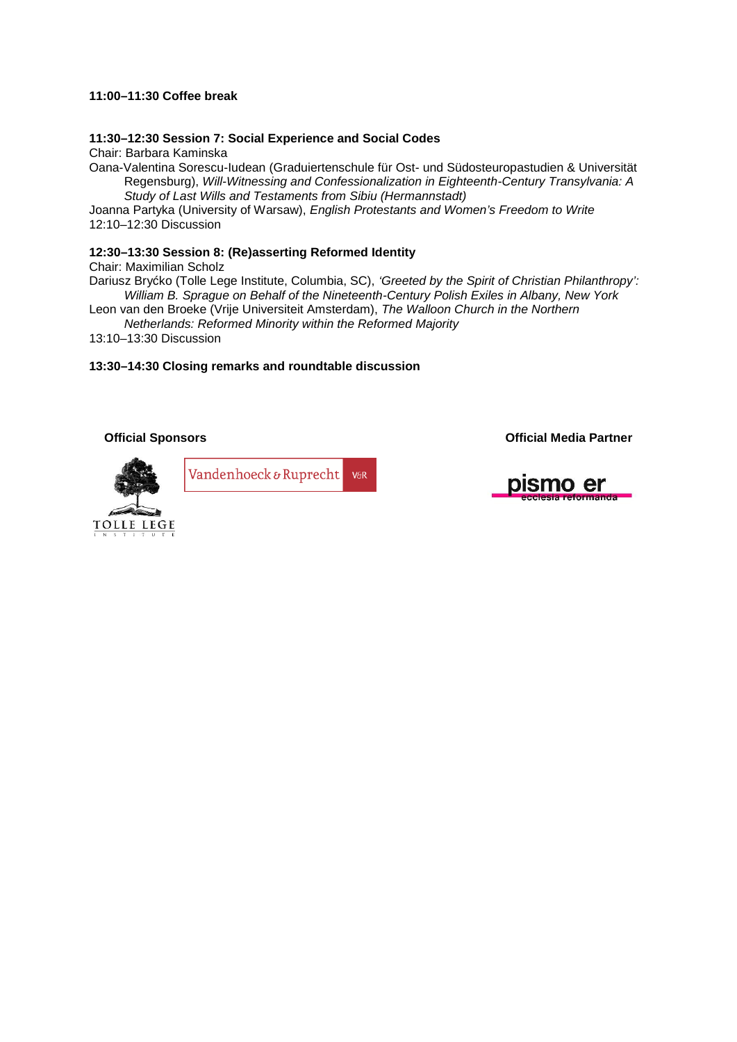**11:00–11:30 Coffee break**

**11:30–12:30 Session 7: Social Experience and Social Codes**

Chair: Barbara Kaminska

Oana-Valentina Sorescu-Iudean (Graduiertenschule für Ost- und Südosteuropastudien & Universität Regensburg), *Will-Witnessing and Confessionalization in Eighteenth-Century Transylvania: A Study of Last Wills and Testaments from Sibiu (Hermannstadt)*

Joanna Partyka (University of Warsaw), *English Protestants and Women's Freedom to Write*

12:10–12:30 Discussion

**12:30–13:30 Session 8: (Re)asserting Reformed Identity**

Chair: Maximilian Scholz

Dariusz Bryćko (Tolle Lege Institute, Columbia, SC), *'Greeted by the Spirit of Christian Philanthropy': William B. Sprague on Behalf of the Nineteenth-Century Polish Exiles in Albany, New York*

Leon van den Broeke (Vrije Universiteit Amsterdam), *The Walloon Church in the Northern Netherlands: Reformed Minority within the Reformed Majority*

13:10–13:30 Discussion

**13:30–14:30 Closing remarks and roundtable discussion**

**Official Sponsors**

TOLLE LEGE INSTITUTE

Vandenhoeck & Ruprecht V&R

**Official Media Partner**

pismo er ecclesia reformanda